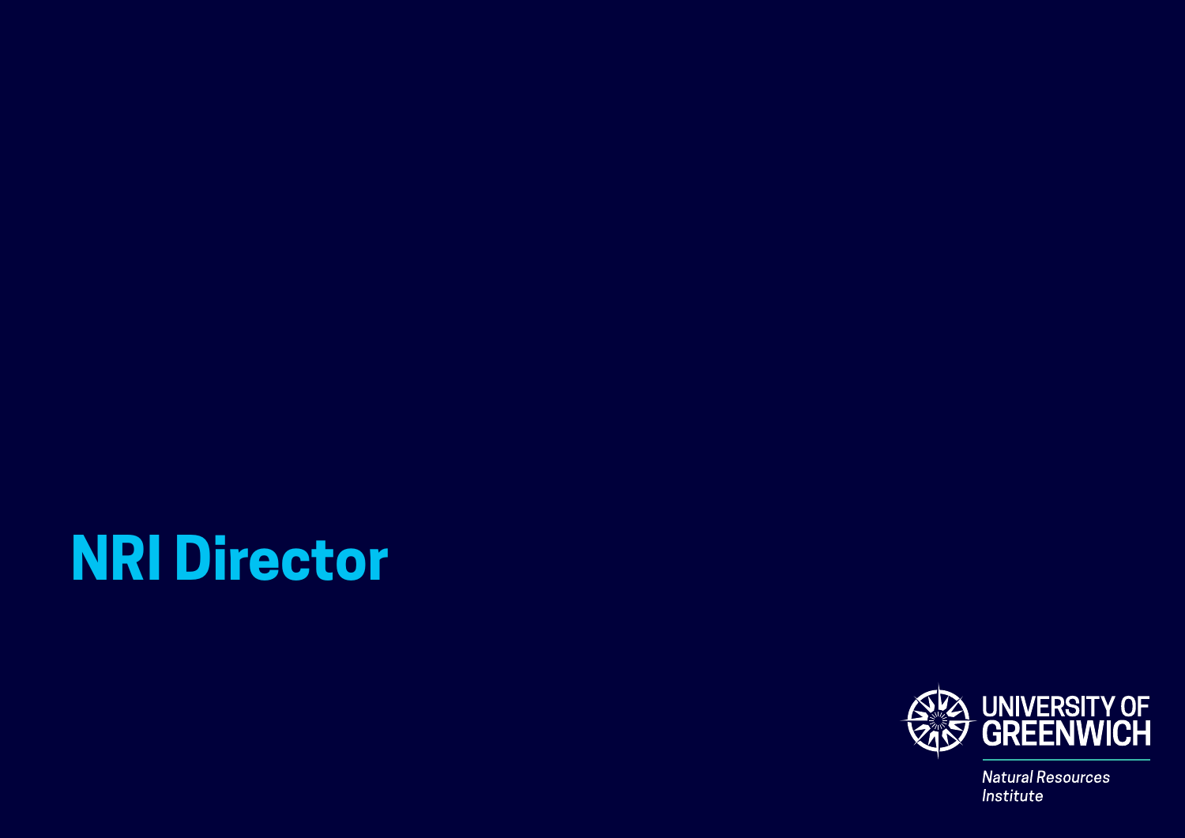# NRI Director

UNIVERSITY OF GREENWICH

*Natural Resources Institute*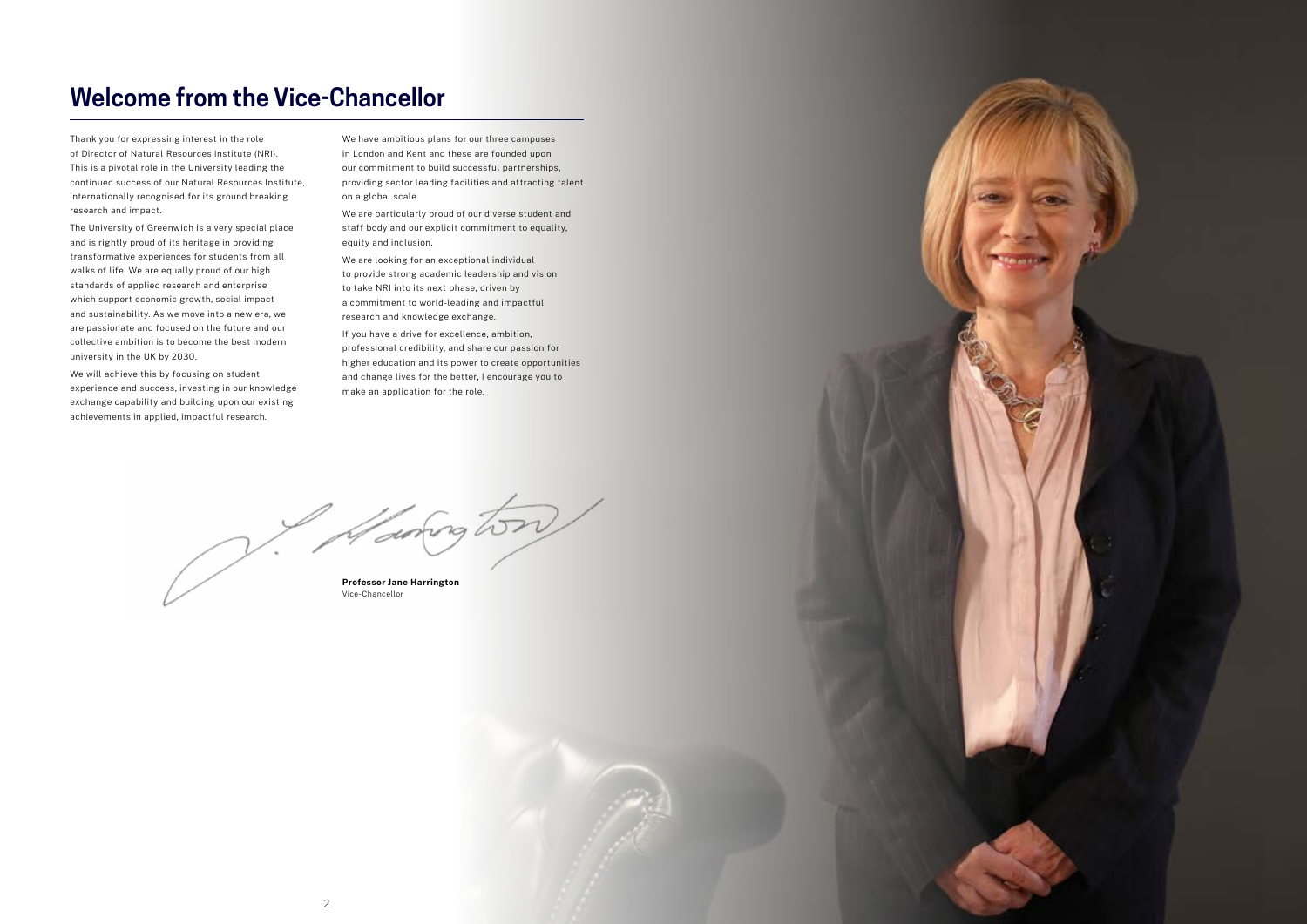## Welcome from the Vice-Chancellor

Thank you for expressing interest in the role of Director of Natural Resources Institute (NRI). This is a pivotal role in the University leading the continued success of our Natural Resources Institute, internationally recognised for its ground breaking research and impact.

The University of Greenwich is a very special place and is rightly proud of its heritage in providing transformative experiences for students from all walks of life. We are equally proud of our high standards of applied research and enterprise which support economic growth, social impact and sustainability. As we move into a new era, we are passionate and focused on the future and our collective ambition is to become the best modern university in the UK by 2030.

We will achieve this by focusing on student experience and success, investing in our knowledge exchange capability and building upon our existing achievements in applied, impactful research.

We have ambitious plans for our three campuses in London and Kent and these are founded upon our commitment to build successful partnerships, providing sector leading facilities and attracting talent on a global scale.

We are particularly proud of our diverse student and staff body and our explicit commitment to equality, equity and inclusion.

We are looking for an exceptional individual to provide strong academic leadership and vision to take NRI into its next phase, driven by a commitment to world-leading and impactful research and knowledge exchange.

If you have a drive for excellence, ambition, professional credibility, and share our passion for higher education and its power to create opportunities and change lives for the better, I encourage you to make an application for the role.

**Professor Jane Harrington**
Vice-Chancellor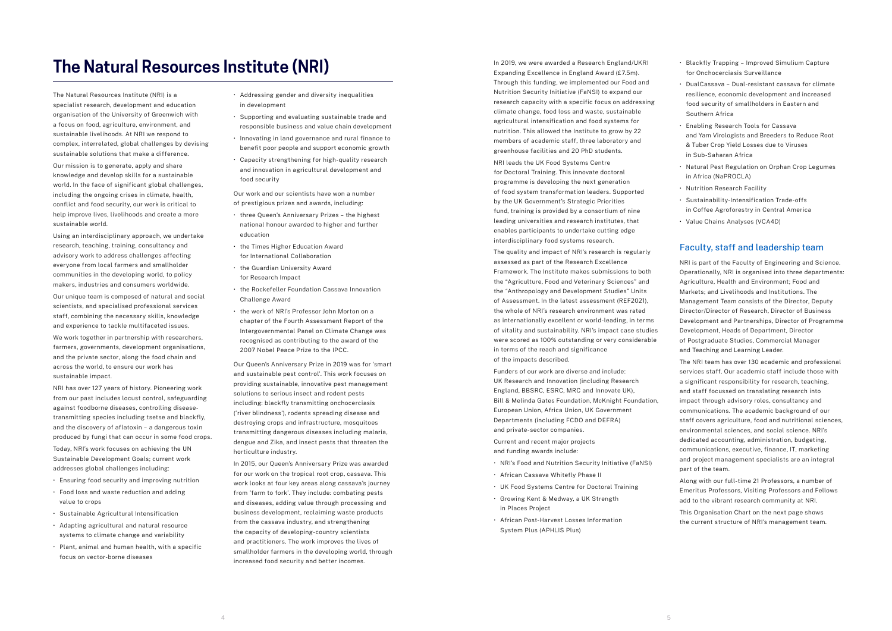# The Natural Resources Institute (NRI)

The Natural Resources Institute (NRI) is a specialist research, development and education organisation of the University of Greenwich with a focus on food, agriculture, environment, and sustainable livelihoods. At NRI we respond to complex, interrelated, global challenges by devising sustainable solutions that make a difference.

Our mission is to generate, apply and share knowledge and develop skills for a sustainable world. In the face of significant global challenges, including the ongoing crises in climate, health, conflict and food security, our work is critical to help improve lives, livelihoods and create a more sustainable world.

Using an interdisciplinary approach, we undertake research, teaching, training, consultancy and advisory work to address challenges affecting everyone from local farmers and smallholder communities in the developing world, to policy makers, industries and consumers worldwide.

Our unique team is composed of natural and social scientists, and specialised professional services staff, combining the necessary skills, knowledge and experience to tackle multifaceted issues.

We work together in partnership with researchers, farmers, governments, development organisations, and the private sector, along the food chain and across the world, to ensure our work has sustainable impact.

NRI has over 127 years of history. Pioneering work from our past includes locust control, safeguarding against foodborne diseases, controlling disease-transmitting species including tsetse and blackfly, and the discovery of aflatoxin – a dangerous toxin produced by fungi that can occur in some food crops.

Today, NRI's work focuses on achieving the UN Sustainable Development Goals; current work addresses global challenges including:

- Ensuring food security and improving nutrition
- Food loss and waste reduction and adding value to crops
- Sustainable Agricultural Intensification
- Adapting agricultural and natural resource systems to climate change and variability
- Plant, animal and human health, with a specific focus on vector-borne diseases
- Addressing gender and diversity inequalities in development
- Supporting and evaluating sustainable trade and responsible business and value chain development
- Innovating in land governance and rural finance to benefit poor people and support economic growth
- Capacity strengthening for high-quality research and innovation in agricultural development and food security

Our work and our scientists have won a number of prestigious prizes and awards, including:

- three Queen's Anniversary Prizes – the highest national honour awarded to higher and further education
- the Times Higher Education Award for International Collaboration
- the Guardian University Award for Research Impact
- the Rockefeller Foundation Cassava Innovation Challenge Award
- the work of NRI's Professor John Morton on a chapter of the Fourth Assessment Report of the Intergovernmental Panel on Climate Change was recognised as contributing to the award of the 2007 Nobel Peace Prize to the IPCC.

Our Queen's Anniversary Prize in 2019 was for 'smart and sustainable pest control'. This work focuses on providing sustainable, innovative pest management solutions to serious insect and rodent pests including: blackfly transmitting onchocerciasis ('river blindness'), rodents spreading disease and destroying crops and infrastructure, mosquitoes transmitting dangerous diseases including malaria, dengue and Zika, and insect pests that threaten the horticulture industry.

In 2015, our Queen's Anniversary Prize was awarded for our work on the tropical root crop, cassava. This work looks at four key areas along cassava's journey from 'farm to fork'. They include: combating pests and diseases, adding value through processing and business development, reclaiming waste products from the cassava industry, and strengthening the capacity of developing-country scientists and practitioners. The work improves the lives of smallholder farmers in the developing world, through increased food security and better incomes.

In 2019, we were awarded a Research England/UKRI Expanding Excellence in England Award (£7.5m). Through this funding, we implemented our Food and Nutrition Security Initiative (FaNSI) to expand our research capacity with a specific focus on addressing climate change, food loss and waste, sustainable agricultural intensification and food systems for nutrition. This allowed the Institute to grow by 22 members of academic staff, three laboratory and greenhouse facilities and 20 PhD students.

NRI leads the UK Food Systems Centre for Doctoral Training. This innovate doctoral programme is developing the next generation of food system transformation leaders. Supported by the UK Government's Strategic Priorities fund, training is provided by a consortium of nine leading universities and research institutes, that enables participants to undertake cutting edge interdisciplinary food systems research.

The quality and impact of NRI's research is regularly assessed as part of the Research Excellence Framework. The Institute makes submissions to both the "Agriculture, Food and Veterinary Sciences" and the "Anthropology and Development Studies" Units of Assessment. In the latest assessment (REF2021), the whole of NRI's research environment was rated as internationally excellent or world-leading, in terms of vitality and sustainability. NRI's impact case studies were scored as 100% outstanding or very considerable in terms of the reach and significance of the impacts described.

Funders of our work are diverse and include: UK Research and Innovation (including Research England, BBSRC, ESRC, MRC and Innovate UK), Bill & Melinda Gates Foundation, McKnight Foundation, European Union, Africa Union, UK Government Departments (including FCDO and DEFRA) and private-sector companies.

Current and recent major projects and funding awards include:

- NRI's Food and Nutrition Security Initiative (FaNSI)
- African Cassava Whitefly Phase II
- UK Food Systems Centre for Doctoral Training
- Growing Kent & Medway, a UK Strength in Places Project
- African Post-Harvest Losses Information System Plus (APHLIS Plus)
- Blackfly Trapping – Improved Simulium Capture for Onchocerciasis Surveillance
- DualCassava – Dual-resistant cassava for climate resilience, economic development and increased food security of smallholders in Eastern and Southern Africa
- Enabling Research Tools for Cassava and Yam Virologists and Breeders to Reduce Root & Tuber Crop Yield Losses due to Viruses in Sub-Saharan Africa
- Natural Pest Regulation on Orphan Crop Legumes in Africa (NaPROCLA)
- Nutrition Research Facility
- Sustainability-Intensification Trade-offs in Coffee Agroforestry in Central America
- Value Chains Analyses (VCA4D)

## Faculty, staff and leadership team

NRI is part of the Faculty of Engineering and Science. Operationally, NRI is organised into three departments: Agriculture, Health and Environment; Food and Markets; and Livelihoods and Institutions. The Management Team consists of the Director, Deputy Director/Director of Research, Director of Business Development and Partnerships, Director of Programme Development, Heads of Department, Director of Postgraduate Studies, Commercial Manager and Teaching and Learning Leader.

The NRI team has over 130 academic and professional services staff. Our academic staff include those with a significant responsibility for research, teaching, and staff focussed on translating research into impact through advisory roles, consultancy and communications. The academic background of our staff covers agriculture, food and nutritional sciences, environmental sciences, and social science. NRI's dedicated accounting, administration, budgeting, communications, executive, finance, IT, marketing and project management specialists are an integral part of the team.

Along with our full-time 21 Professors, a number of Emeritus Professors, Visiting Professors and Fellows add to the vibrant research community at NRI.

This Organisation Chart on the next page shows the current structure of NRI's management team.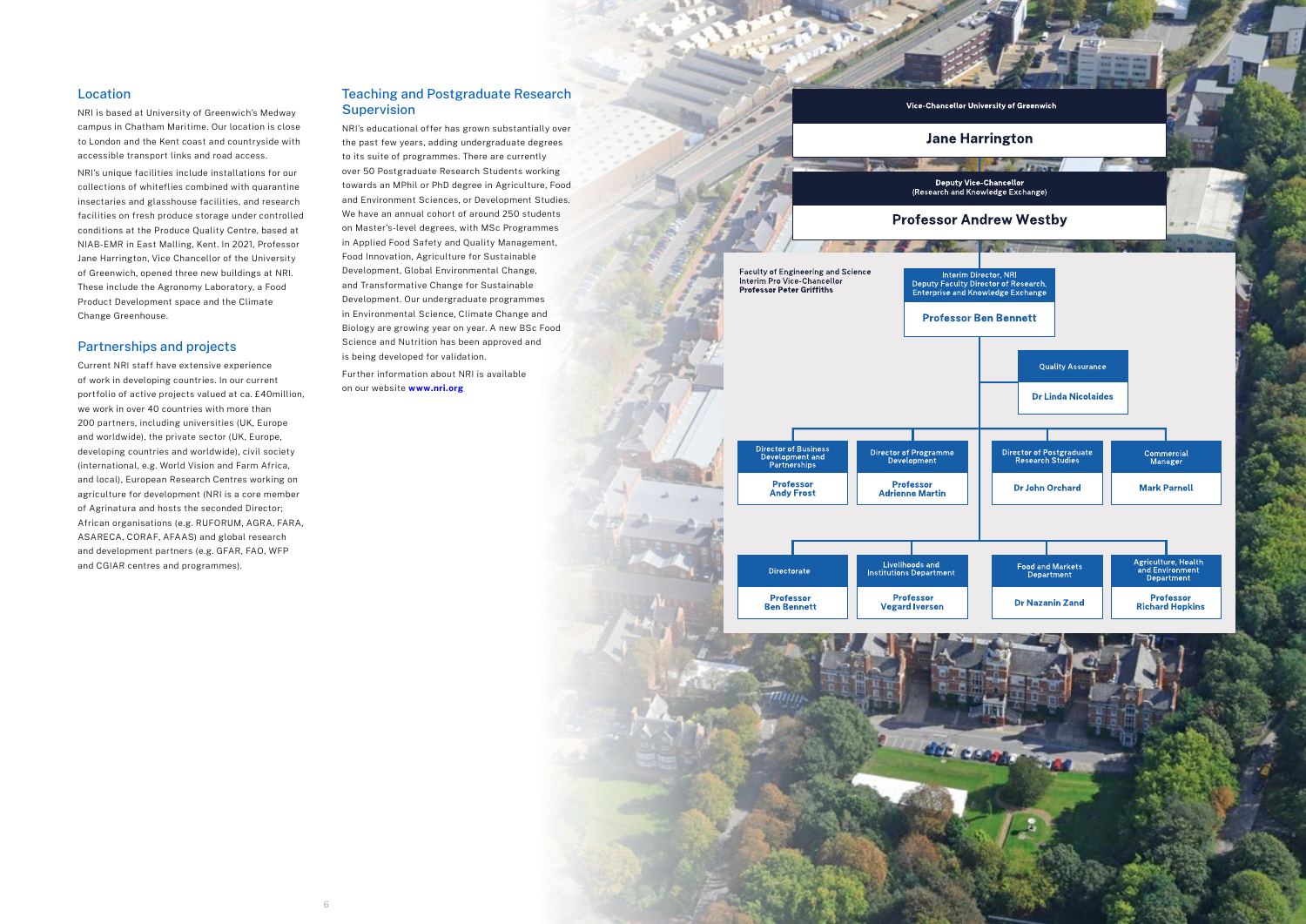## Location

NRI is based at University of Greenwich's Medway campus in Chatham Maritime. Our location is close to London and the Kent coast and countryside with accessible transport links and road access.

NRI's unique facilities include installations for our collections of whiteflies combined with quarantine insectaries and glasshouse facilities, and research facilities on fresh produce storage under controlled conditions at the Produce Quality Centre, based at NIAB-EMR in East Malling, Kent. In 2021, Professor Jane Harrington, Vice Chancellor of the University of Greenwich, opened three new buildings at NRI. These include the Agronomy Laboratory, a Food Product Development space and the Climate Change Greenhouse.

## Partnerships and projects

Current NRI staff have extensive experience of work in developing countries. In our current portfolio of active projects valued at ca. £40million, we work in over 40 countries with more than 200 partners, including universities (UK, Europe and worldwide), the private sector (UK, Europe, developing countries and worldwide), civil society (international, e.g. World Vision and Farm Africa, and local), European Research Centres working on agriculture for development (NRI is a core member of Agrinatura and hosts the seconded Director; African organisations (e.g. RUFORUM, AGRA, FARA, ASARECA, CORAF, AFAAS) and global research and development partners (e.g. GFAR, FAO, WFP and CGIAR centres and programmes).

## Teaching and Postgraduate Research Supervision

NRI's educational offer has grown substantially over the past few years, adding undergraduate degrees to its suite of programmes. There are currently over 50 Postgraduate Research Students working towards an MPhil or PhD degree in Agriculture, Food and Environment Sciences, or Development Studies. We have an annual cohort of around 250 students on Master's-level degrees, with MSc Programmes in Applied Food Safety and Quality Management, Food Innovation, Agriculture for Sustainable Development, Global Environmental Change, and Transformative Change for Sustainable Development. Our undergraduate programmes in Environmental Science, Climate Change and Biology are growing year on year. A new BSc Food Science and Nutrition has been approved and is being developed for validation.

Further information about NRI is available on our website **www.nri.org**

**Vice-Chancellor University of Greenwich**
**Jane Harrington**

**Deputy Vice-Chancellor** (Research and Knowledge Exchange)
**Professor Andrew Westby**

**Faculty of Engineering and Science**
Interim Pro Vice-Chancellor
**Professor Peter Griffiths**

Interim Director, NRI
Deputy Faculty Director of Research, Enterprise and Knowledge Exchange
**Professor Ben Bennett**

Quality Assurance
**Dr Linda Nicolaides**

- Director of Business Development and Partnerships — **Professor Andy Frost**
- Director of Programme Development — **Professor Adrienne Martin**
- Director of Postgraduate Research Studies — **Dr John Orchard**
- Commercial Manager — **Mark Parnell**

- Directorate — **Professor Ben Bennett**
- Livelihoods and Institutions Department — **Professor Vegard Iversen**
- Food and Markets Department — **Dr Nazanin Zand**
- Agriculture, Health and Environment Department — **Professor Richard Hopkins**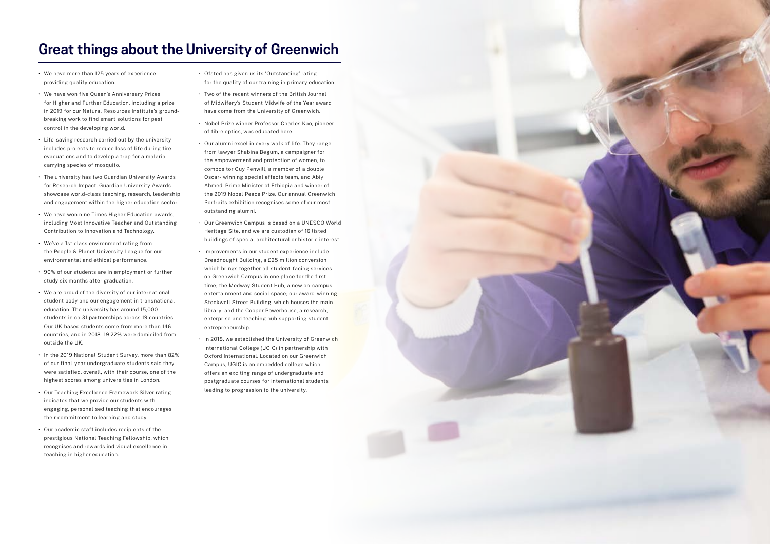# Great things about the University of Greenwich

- We have more than 125 years of experience providing quality education.
- We have won five Queen's Anniversary Prizes for Higher and Further Education, including a prize in 2019 for our Natural Resources Institute's ground-breaking work to find smart solutions for pest control in the developing world.
- Life-saving research carried out by the university includes projects to reduce loss of life during fire evacuations and to develop a trap for a malaria-carrying species of mosquito.
- The university has two Guardian University Awards for Research Impact. Guardian University Awards showcase world-class teaching, research, leadership and engagement within the higher education sector.
- We have won nine Times Higher Education awards, including Most Innovative Teacher and Outstanding Contribution to Innovation and Technology.
- We've a 1st class environment rating from the People & Planet University League for our environmental and ethical performance.
- 90% of our students are in employment or further study six months after graduation.
- We are proud of the diversity of our international student body and our engagement in transnational education. The university has around 15,000 students in ca.31 partnerships across 19 countries. Our UK-based students come from more than 146 countries, and in 2018–19 22% were domiciled from outside the UK.
- In the 2019 National Student Survey, more than 82% of our final-year undergraduate students said they were satisfied, overall, with their course, one of the highest scores among universities in London.
- Our Teaching Excellence Framework Silver rating indicates that we provide our students with engaging, personalised teaching that encourages their commitment to learning and study.
- Our academic staff includes recipients of the prestigious National Teaching Fellowship, which recognises and rewards individual excellence in teaching in higher education.
- Ofsted has given us its 'Outstanding' rating for the quality of our training in primary education.
- Two of the recent winners of the British Journal of Midwifery's Student Midwife of the Year award have come from the University of Greenwich.
- Nobel Prize winner Professor Charles Kao, pioneer of fibre optics, was educated here.
- Our alumni excel in every walk of life. They range from lawyer Shabina Begum, a campaigner for the empowerment and protection of women, to compositor Guy Penwill, a member of a double Oscar- winning special effects team, and Abiy Ahmed, Prime Minister of Ethiopia and winner of the 2019 Nobel Peace Prize. Our annual Greenwich Portraits exhibition recognises some of our most outstanding alumni.
- Our Greenwich Campus is based on a UNESCO World Heritage Site, and we are custodian of 16 listed buildings of special architectural or historic interest.
- Improvements in our student experience include Dreadnought Building, a £25 million conversion which brings together all student-facing services on Greenwich Campus in one place for the first time; the Medway Student Hub, a new on-campus entertainment and social space; our award-winning Stockwell Street Building, which houses the main library; and the Cooper Powerhouse, a research, enterprise and teaching hub supporting student entrepreneurship.
- In 2018, we established the University of Greenwich International College (UGIC) in partnership with Oxford International. Located on our Greenwich Campus, UGIC is an embedded college which offers an exciting range of undergraduate and postgraduate courses for international students leading to progression to the university.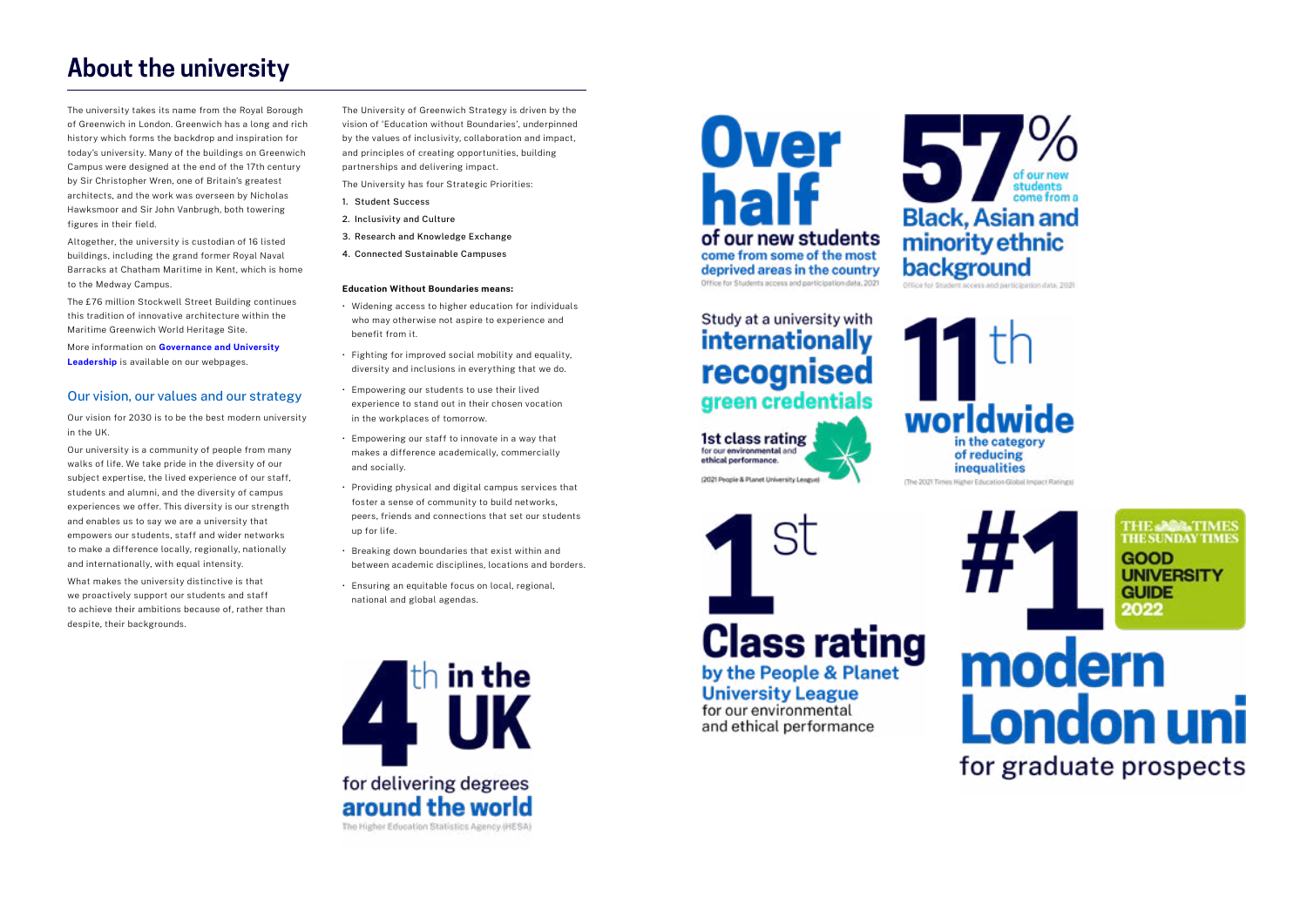# About the university

The university takes its name from the Royal Borough of Greenwich in London. Greenwich has a long and rich history which forms the backdrop and inspiration for today's university. Many of the buildings on Greenwich Campus were designed at the end of the 17th century by Sir Christopher Wren, one of Britain's greatest architects, and the work was overseen by Nicholas Hawksmoor and Sir John Vanbrugh, both towering figures in their field.

Altogether, the university is custodian of 16 listed buildings, including the grand former Royal Naval Barracks at Chatham Maritime in Kent, which is home to the Medway Campus.

The £76 million Stockwell Street Building continues this tradition of innovative architecture within the Maritime Greenwich World Heritage Site.

More information on **Governance and University Leadership** is available on our webpages.

## Our vision, our values and our strategy

Our vision for 2030 is to be the best modern university in the UK.

Our university is a community of people from many walks of life. We take pride in the diversity of our subject expertise, the lived experience of our staff, students and alumni, and the diversity of campus experiences we offer. This diversity is our strength and enables us to say we are a university that empowers our students, staff and wider networks to make a difference locally, regionally, nationally and internationally, with equal intensity.

What makes the university distinctive is that we proactively support our students and staff to achieve their ambitions because of, rather than despite, their backgrounds.

The University of Greenwich Strategy is driven by the vision of 'Education without Boundaries', underpinned by the values of inclusivity, collaboration and impact, and principles of creating opportunities, building partnerships and delivering impact.

The University has four Strategic Priorities:

1. Student Success
2. Inclusivity and Culture
3. Research and Knowledge Exchange
4. Connected Sustainable Campuses

**Education Without Boundaries means:**

- Widening access to higher education for individuals who may otherwise not aspire to experience and benefit from it.
- Fighting for improved social mobility and equality, diversity and inclusions in everything that we do.
- Empowering our students to use their lived experience to stand out in their chosen vocation in the workplaces of tomorrow.
- Empowering our staff to innovate in a way that makes a difference academically, commercially and socially.
- Providing physical and digital campus services that foster a sense of community to build networks, peers, friends and connections that set our students up for life.
- Breaking down boundaries that exist within and between academic disciplines, locations and borders.
- Ensuring an equitable focus on local, regional, national and global agendas.

**4th in the UK** for delivering degrees **around the world**
The Higher Education Statistics Agency (HESA)

**Over half** of our new students come from some of the most deprived areas in the country
Office for Students access and participation data, 2021

**57%** of our new students come from a **Black, Asian and minority ethnic background**
Office for Student access and participation data, 2021

Study at a university with **internationally recognised green credentials**
**1st class rating** for our environmental and ethical performance.
(2021 People & Planet University League)

**11th worldwide** in the category of reducing inequalities
(The 2021 Times Higher Education Global Impact Ratings)

**1st Class rating** by the People & Planet University League for our environmental and ethical performance

**#1 modern London uni** for graduate prospects
The Times The Sunday Times Good University Guide 2022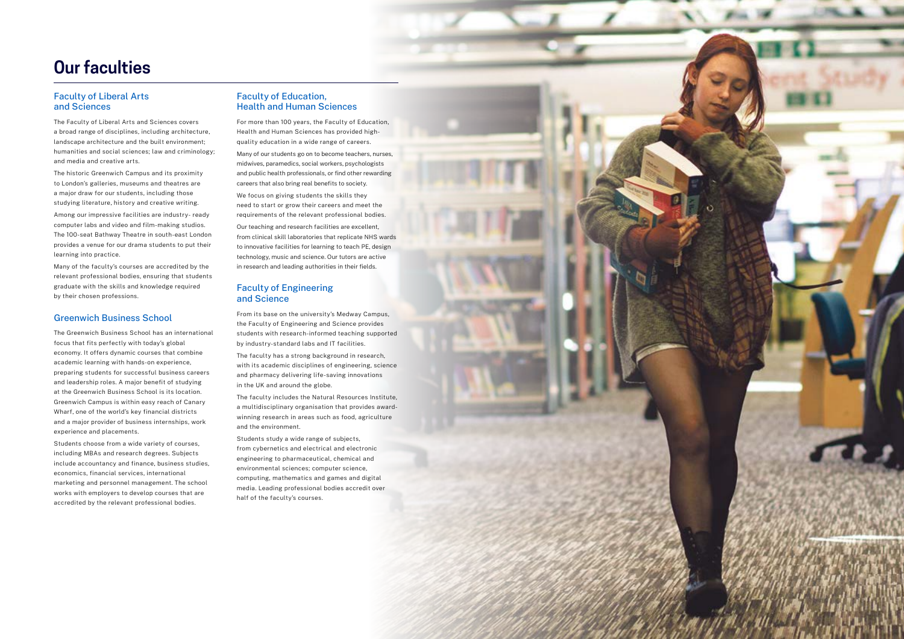# Our faculties

## Faculty of Liberal Arts and Sciences

The Faculty of Liberal Arts and Sciences covers a broad range of disciplines, including architecture, landscape architecture and the built environment; humanities and social sciences; law and criminology; and media and creative arts.

The historic Greenwich Campus and its proximity to London's galleries, museums and theatres are a major draw for our students, including those studying literature, history and creative writing.

Among our impressive facilities are industry- ready computer labs and video and film-making studios. The 100-seat Bathway Theatre in south-east London provides a venue for our drama students to put their learning into practice.

Many of the faculty's courses are accredited by the relevant professional bodies, ensuring that students graduate with the skills and knowledge required by their chosen professions.

## Greenwich Business School

The Greenwich Business School has an international focus that fits perfectly with today's global economy. It offers dynamic courses that combine academic learning with hands-on experience, preparing students for successful business careers and leadership roles. A major benefit of studying at the Greenwich Business School is its location. Greenwich Campus is within easy reach of Canary Wharf, one of the world's key financial districts and a major provider of business internships, work experience and placements.

Students choose from a wide variety of courses, including MBAs and research degrees. Subjects include accountancy and finance, business studies, economics, financial services, international marketing and personnel management. The school works with employers to develop courses that are accredited by the relevant professional bodies.

## Faculty of Education, Health and Human Sciences

For more than 100 years, the Faculty of Education, Health and Human Sciences has provided high-quality education in a wide range of careers.

Many of our students go on to become teachers, nurses, midwives, paramedics, social workers, psychologists and public health professionals, or find other rewarding careers that also bring real benefits to society.

We focus on giving students the skills they need to start or grow their careers and meet the requirements of the relevant professional bodies.

Our teaching and research facilities are excellent, from clinical skill laboratories that replicate NHS wards to innovative facilities for learning to teach PE, design technology, music and science. Our tutors are active in research and leading authorities in their fields.

## Faculty of Engineering and Science

From its base on the university's Medway Campus, the Faculty of Engineering and Science provides students with research-informed teaching supported by industry-standard labs and IT facilities.

The faculty has a strong background in research, with its academic disciplines of engineering, science and pharmacy delivering life-saving innovations in the UK and around the globe.

The faculty includes the Natural Resources Institute, a multidisciplinary organisation that provides award-winning research in areas such as food, agriculture and the environment.

Students study a wide range of subjects, from cybernetics and electrical and electronic engineering to pharmaceutical, chemical and environmental sciences; computer science, computing, mathematics and games and digital media. Leading professional bodies accredit over half of the faculty's courses.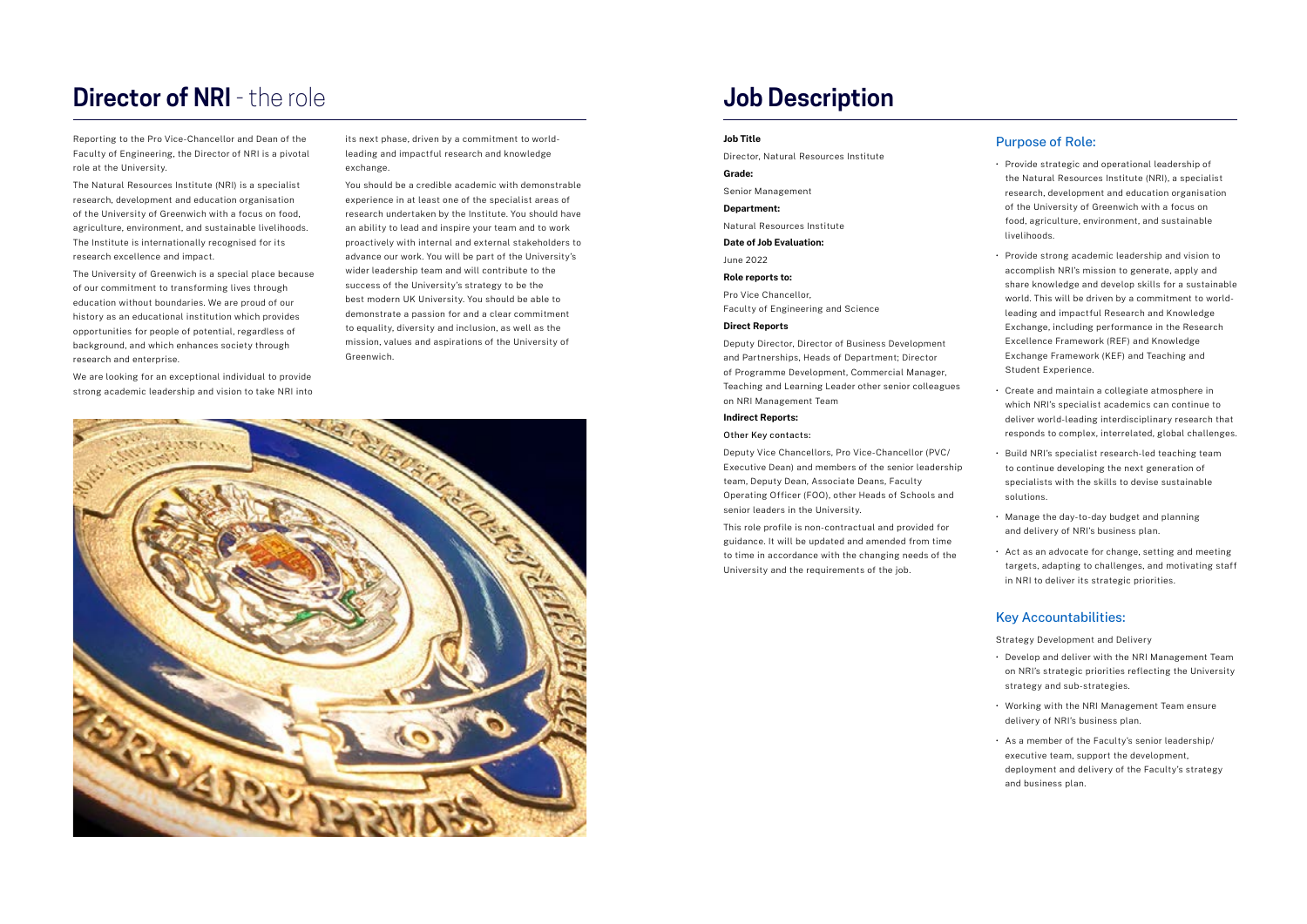# Director of NRI - the role

Reporting to the Pro Vice-Chancellor and Dean of the Faculty of Engineering, the Director of NRI is a pivotal role at the University.

The Natural Resources Institute (NRI) is a specialist research, development and education organisation of the University of Greenwich with a focus on food, agriculture, environment, and sustainable livelihoods. The Institute is internationally recognised for its research excellence and impact.

The University of Greenwich is a special place because of our commitment to transforming lives through education without boundaries. We are proud of our history as an educational institution which provides opportunities for people of potential, regardless of background, and which enhances society through research and enterprise.

We are looking for an exceptional individual to provide strong academic leadership and vision to take NRI into its next phase, driven by a commitment to world-leading and impactful research and knowledge exchange.

You should be a credible academic with demonstrable experience in at least one of the specialist areas of research undertaken by the Institute. You should have an ability to lead and inspire your team and to work proactively with internal and external stakeholders to advance our work. You will be part of the University's wider leadership team and will contribute to the success of the University's strategy to be the best modern UK University. You should be able to demonstrate a passion for and a clear commitment to equality, diversity and inclusion, as well as the mission, values and aspirations of the University of Greenwich.

# Job Description

**Job Title**

Director, Natural Resources Institute

**Grade:**

Senior Management

**Department:**

Natural Resources Institute

**Date of Job Evaluation:**

June 2022

**Role reports to:**

Pro Vice Chancellor,
Faculty of Engineering and Science

**Direct Reports**

Deputy Director, Director of Business Development and Partnerships, Heads of Department; Director of Programme Development, Commercial Manager, Teaching and Learning Leader other senior colleagues on NRI Management Team

**Indirect Reports:**

Other Key contacts:

Deputy Vice Chancellors, Pro Vice-Chancellor (PVC/Executive Dean) and members of the senior leadership team, Deputy Dean, Associate Deans, Faculty Operating Officer (FOO), other Heads of Schools and senior leaders in the University.

This role profile is non-contractual and provided for guidance. It will be updated and amended from time to time in accordance with the changing needs of the University and the requirements of the job.

## Purpose of Role:

- Provide strategic and operational leadership of the Natural Resources Institute (NRI), a specialist research, development and education organisation of the University of Greenwich with a focus on food, agriculture, environment, and sustainable livelihoods.
- Provide strong academic leadership and vision to accomplish NRI's mission to generate, apply and share knowledge and develop skills for a sustainable world. This will be driven by a commitment to world-leading and impactful Research and Knowledge Exchange, including performance in the Research Excellence Framework (REF) and Knowledge Exchange Framework (KEF) and Teaching and Student Experience.
- Create and maintain a collegiate atmosphere in which NRI's specialist academics can continue to deliver world-leading interdisciplinary research that responds to complex, interrelated, global challenges.
- Build NRI's specialist research-led teaching team to continue developing the next generation of specialists with the skills to devise sustainable solutions.
- Manage the day-to-day budget and planning and delivery of NRI's business plan.
- Act as an advocate for change, setting and meeting targets, adapting to challenges, and motivating staff in NRI to deliver its strategic priorities.

## Key Accountabilities:

Strategy Development and Delivery

- Develop and deliver with the NRI Management Team on NRI's strategic priorities reflecting the University strategy and sub-strategies.
- Working with the NRI Management Team ensure delivery of NRI's business plan.
- As a member of the Faculty's senior leadership/executive team, support the development, deployment and delivery of the Faculty's strategy and business plan.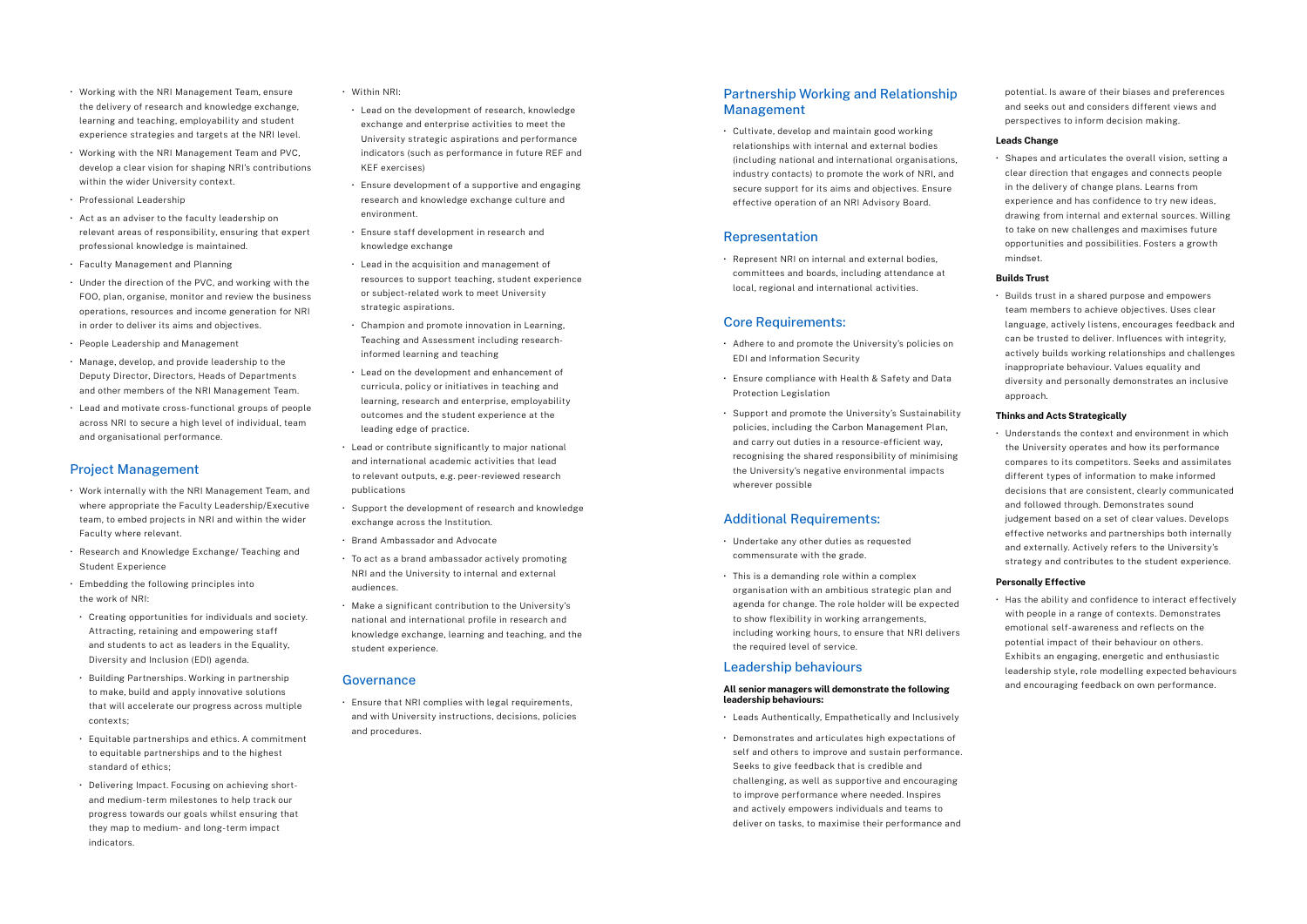- Working with the NRI Management Team, ensure the delivery of research and knowledge exchange, learning and teaching, employability and student experience strategies and targets at the NRI level.
- Working with the NRI Management Team and PVC, develop a clear vision for shaping NRI's contributions within the wider University context.
- Professional Leadership
- Act as an adviser to the faculty leadership on relevant areas of responsibility, ensuring that expert professional knowledge is maintained.
- Faculty Management and Planning
- Under the direction of the PVC, and working with the FOO, plan, organise, monitor and review the business operations, resources and income generation for NRI in order to deliver its aims and objectives.
- People Leadership and Management
- Manage, develop, and provide leadership to the Deputy Director, Directors, Heads of Departments and other members of the NRI Management Team.
- Lead and motivate cross-functional groups of people across NRI to secure a high level of individual, team and organisational performance.

## Project Management

- Work internally with the NRI Management Team, and where appropriate the Faculty Leadership/Executive team, to embed projects in NRI and within the wider Faculty where relevant.
- Research and Knowledge Exchange/ Teaching and Student Experience
- Embedding the following principles into the work of NRI:
  - Creating opportunities for individuals and society. Attracting, retaining and empowering staff and students to act as leaders in the Equality, Diversity and Inclusion (EDI) agenda.
  - Building Partnerships. Working in partnership to make, build and apply innovative solutions that will accelerate our progress across multiple contexts;
  - Equitable partnerships and ethics. A commitment to equitable partnerships and to the highest standard of ethics;
  - Delivering Impact. Focusing on achieving short- and medium-term milestones to help track our progress towards our goals whilst ensuring that they map to medium- and long-term impact indicators.
- Within NRI:
  - Lead on the development of research, knowledge exchange and enterprise activities to meet the University strategic aspirations and performance indicators (such as performance in future REF and KEF exercises)
  - Ensure development of a supportive and engaging research and knowledge exchange culture and environment.
  - Ensure staff development in research and knowledge exchange
  - Lead in the acquisition and management of resources to support teaching, student experience or subject-related work to meet University strategic aspirations.
  - Champion and promote innovation in Learning, Teaching and Assessment including research-informed learning and teaching
  - Lead on the development and enhancement of curricula, policy or initiatives in teaching and learning, research and enterprise, employability outcomes and the student experience at the leading edge of practice.
- Lead or contribute significantly to major national and international academic activities that lead to relevant outputs, e.g. peer-reviewed research publications
- Support the development of research and knowledge exchange across the Institution.
- Brand Ambassador and Advocate
- To act as a brand ambassador actively promoting NRI and the University to internal and external audiences.
- Make a significant contribution to the University's national and international profile in research and knowledge exchange, learning and teaching, and the student experience.

## Governance

- Ensure that NRI complies with legal requirements, and with University instructions, decisions, policies and procedures.

## Partnership Working and Relationship Management

- Cultivate, develop and maintain good working relationships with internal and external bodies (including national and international organisations, industry contacts) to promote the work of NRI, and secure support for its aims and objectives. Ensure effective operation of an NRI Advisory Board.

## Representation

- Represent NRI on internal and external bodies, committees and boards, including attendance at local, regional and international activities.

## Core Requirements:

- Adhere to and promote the University's policies on EDI and Information Security
- Ensure compliance with Health & Safety and Data Protection Legislation
- Support and promote the University's Sustainability policies, including the Carbon Management Plan, and carry out duties in a resource-efficient way, recognising the shared responsibility of minimising the University's negative environmental impacts wherever possible

## Additional Requirements:

- Undertake any other duties as requested commensurate with the grade.
- This is a demanding role within a complex organisation with an ambitious strategic plan and agenda for change. The role holder will be expected to show flexibility in working arrangements, including working hours, to ensure that NRI delivers the required level of service.

## Leadership behaviours

**All senior managers will demonstrate the following leadership behaviours:**

- Leads Authentically, Empathetically and Inclusively
- Demonstrates and articulates high expectations of self and others to improve and sustain performance. Seeks to give feedback that is credible and challenging, as well as supportive and encouraging to improve performance where needed. Inspires and actively empowers individuals and teams to deliver on tasks, to maximise their performance and potential. Is aware of their biases and preferences and seeks out and considers different views and perspectives to inform decision making.

**Leads Change**

- Shapes and articulates the overall vision, setting a clear direction that engages and connects people in the delivery of change plans. Learns from experience and has confidence to try new ideas, drawing from internal and external sources. Willing to take on new challenges and maximises future opportunities and possibilities. Fosters a growth mindset.

**Builds Trust**

- Builds trust in a shared purpose and empowers team members to achieve objectives. Uses clear language, actively listens, encourages feedback and can be trusted to deliver. Influences with integrity, actively builds working relationships and challenges inappropriate behaviour. Values equality and diversity and personally demonstrates an inclusive approach.

**Thinks and Acts Strategically**

- Understands the context and environment in which the University operates and how its performance compares to its competitors. Seeks and assimilates different types of information to make informed decisions that are consistent, clearly communicated and followed through. Demonstrates sound judgement based on a set of clear values. Develops effective networks and partnerships both internally and externally. Actively refers to the University's strategy and contributes to the student experience.

**Personally Effective**

- Has the ability and confidence to interact effectively with people in a range of contexts. Demonstrates emotional self-awareness and reflects on the potential impact of their behaviour on others. Exhibits an engaging, energetic and enthusiastic leadership style, role modelling expected behaviours and encouraging feedback on own performance.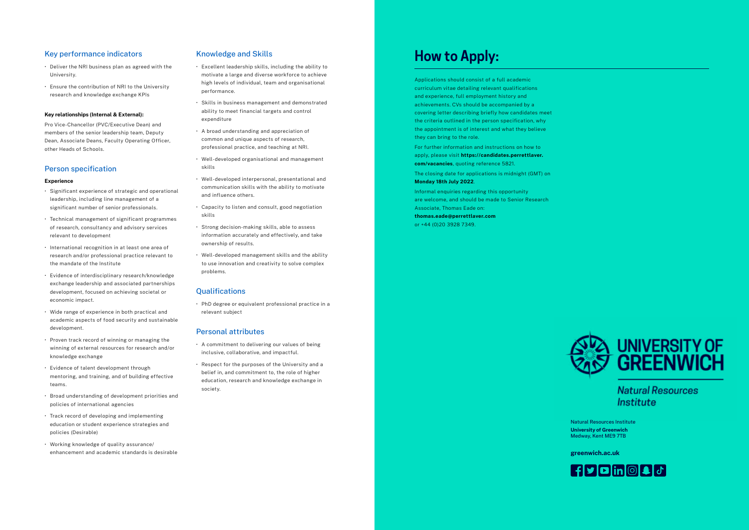## Key performance indicators

- Deliver the NRI business plan as agreed with the University.
- Ensure the contribution of NRI to the University research and knowledge exchange KPIs

**Key relationships (Internal & External):**

Pro Vice-Chancellor (PVC/Executive Dean) and members of the senior leadership team, Deputy Dean, Associate Deans, Faculty Operating Officer, other Heads of Schools.

## Person specification

**Experience**

- Significant experience of strategic and operational leadership, including line management of a significant number of senior professionals.
- Technical management of significant programmes of research, consultancy and advisory services relevant to development
- International recognition in at least one area of research and/or professional practice relevant to the mandate of the Institute
- Evidence of interdisciplinary research/knowledge exchange leadership and associated partnerships development, focused on achieving societal or economic impact.
- Wide range of experience in both practical and academic aspects of food security and sustainable development.
- Proven track record of winning or managing the winning of external resources for research and/or knowledge exchange
- Evidence of talent development through mentoring, and training, and of building effective teams.
- Broad understanding of development priorities and policies of international agencies
- Track record of developing and implementing education or student experience strategies and policies (Desirable)
- Working knowledge of quality assurance/ enhancement and academic standards is desirable

## Knowledge and Skills

- Excellent leadership skills, including the ability to motivate a large and diverse workforce to achieve high levels of individual, team and organisational performance.
- Skills in business management and demonstrated ability to meet financial targets and control expenditure
- A broad understanding and appreciation of common and unique aspects of research, professional practice, and teaching at NRI.
- Well-developed organisational and management skills
- Well-developed interpersonal, presentational and communication skills with the ability to motivate and influence others.
- Capacity to listen and consult, good negotiation skills
- Strong decision-making skills, able to assess information accurately and effectively, and take ownership of results.
- Well-developed management skills and the ability to use innovation and creativity to solve complex problems.

## Qualifications

- PhD degree or equivalent professional practice in a relevant subject

## Personal attributes

- A commitment to delivering our values of being inclusive, collaborative, and impactful.
- Respect for the purposes of the University and a belief in, and commitment to, the role of higher education, research and knowledge exchange in society.

# How to Apply:

Applications should consist of a full academic curriculum vitae detailing relevant qualifications and experience, full employment history and achievements. CVs should be accompanied by a covering letter describing briefly how candidates meet the criteria outlined in the person specification, why the appointment is of interest and what they believe they can bring to the role.

For further information and instructions on how to apply, please visit **https://candidates.perrettlaver.com/vacancies**, quoting reference 5821.

The closing date for applications is midnight (GMT) on **Monday 18th July 2022**.

Informal enquiries regarding this opportunity are welcome, and should be made to Senior Research Associate, Thomas Eade on:
**thomas.eade@perrettlaver.com**
or +44 (0)20 3928 7349.

UNIVERSITY OF GREENWICH

*Natural Resources Institute*

Natural Resources Institute
**University of Greenwich**
Medway, Kent ME9 7TB

**greenwich.ac.uk**